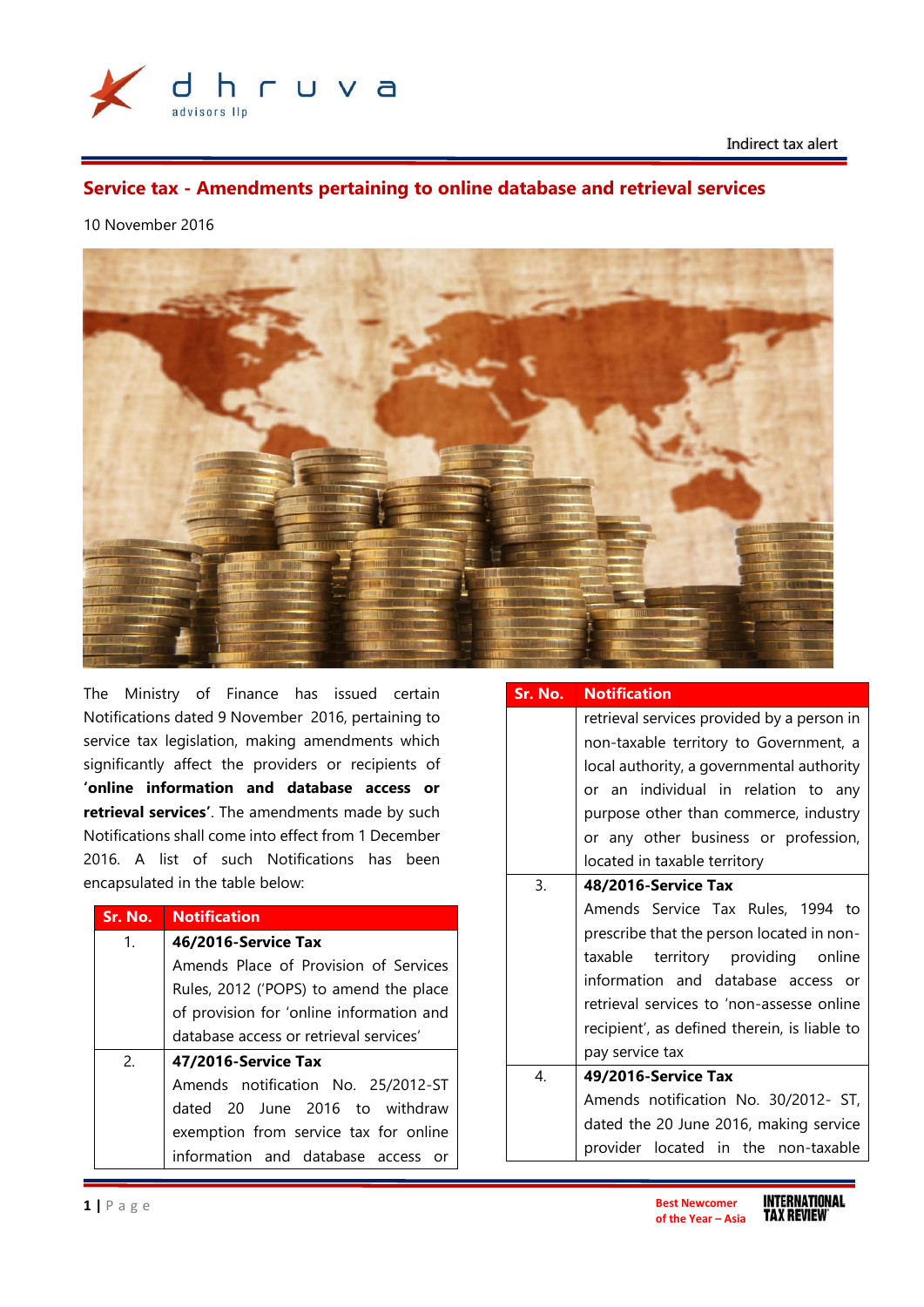Indirect tax alert

# Service tax - Amendments pertaining to online database and retrieval services

10 November 2016

The Ministry of Finance has issued certain Notifications dated 9 November 2016, pertaining to service tax legislation, making amendments which significantly affect the providers or recipients of **'online information and database access or retrieval services'**. The amendments made by such Notifications shall come into effect from 1 December 2016. A list of such Notifications has been encapsulated in the table below:

| Sr. No. | Notification |
|---|---|
| 1. | **46/2016-Service Tax** Amends Place of Provision of Services Rules, 2012 ('POPS) to amend the place of provision for 'online information and database access or retrieval services' |
| 2. | **47/2016-Service Tax** Amends notification No. 25/2012-ST dated 20 June 2016 to withdraw exemption from service tax for online information and database access or retrieval services provided by a person in non-taxable territory to Government, a local authority, a governmental authority or an individual in relation to any purpose other than commerce, industry or any other business or profession, located in taxable territory |
| 3. | **48/2016-Service Tax** Amends Service Tax Rules, 1994 to prescribe that the person located in non-taxable territory providing online information and database access or retrieval services to 'non-assesse online recipient', as defined therein, is liable to pay service tax |
| 4. | **49/2016-Service Tax** Amends notification No. 30/2012- ST, dated the 20 June 2016, making service provider located in the non-taxable |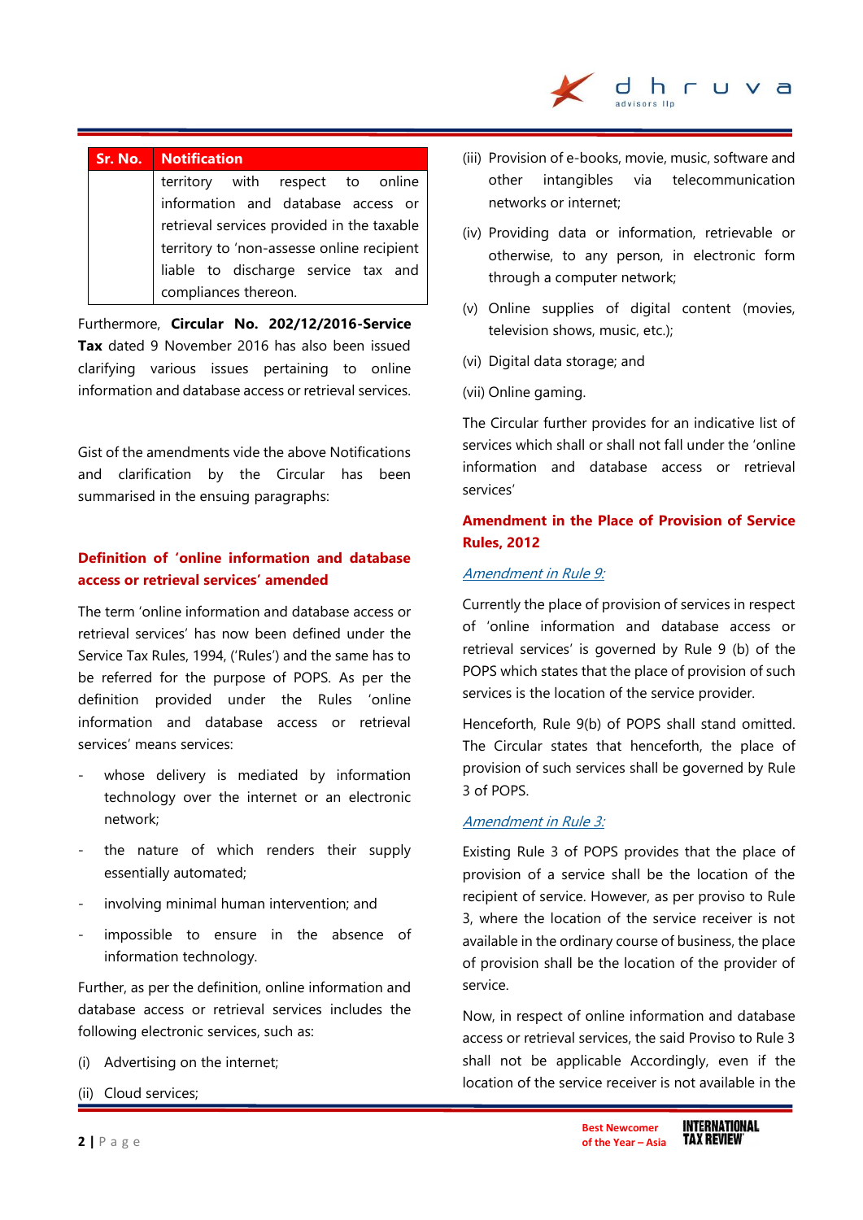| Sr. No. | Notification |
|---|---|
| | territory with respect to online information and database access or retrieval services provided in the taxable territory to 'non-assesse online recipient liable to discharge service tax and compliances thereon. |

Furthermore, **Circular No. 202/12/2016-Service Tax** dated 9 November 2016 has also been issued clarifying various issues pertaining to online information and database access or retrieval services.

Gist of the amendments vide the above Notifications and clarification by the Circular has been summarised in the ensuing paragraphs:

## Definition of 'online information and database access or retrieval services' amended

The term 'online information and database access or retrieval services' has now been defined under the Service Tax Rules, 1994, ('Rules') and the same has to be referred for the purpose of POPS. As per the definition provided under the Rules 'online information and database access or retrieval services' means services:

- whose delivery is mediated by information technology over the internet or an electronic network;
- the nature of which renders their supply essentially automated;
- involving minimal human intervention; and
- impossible to ensure in the absence of information technology.

Further, as per the definition, online information and database access or retrieval services includes the following electronic services, such as:

(i) Advertising on the internet;

(ii) Cloud services;

(iii) Provision of e-books, movie, music, software and other intangibles via telecommunication networks or internet;

(iv) Providing data or information, retrievable or otherwise, to any person, in electronic form through a computer network;

(v) Online supplies of digital content (movies, television shows, music, etc.);

(vi) Digital data storage; and

(vii) Online gaming.

The Circular further provides for an indicative list of services which shall or shall not fall under the 'online information and database access or retrieval services'

## Amendment in the Place of Provision of Service Rules, 2012

*Amendment in Rule 9:*

Currently the place of provision of services in respect of 'online information and database access or retrieval services' is governed by Rule 9 (b) of the POPS which states that the place of provision of such services is the location of the service provider.

Henceforth, Rule 9(b) of POPS shall stand omitted. The Circular states that henceforth, the place of provision of such services shall be governed by Rule 3 of POPS.

*Amendment in Rule 3:*

Existing Rule 3 of POPS provides that the place of provision of a service shall be the location of the recipient of service. However, as per proviso to Rule 3, where the location of the service receiver is not available in the ordinary course of business, the place of provision shall be the location of the provider of service.

Now, in respect of online information and database access or retrieval services, the said Proviso to Rule 3 shall not be applicable Accordingly, even if the location of the service receiver is not available in the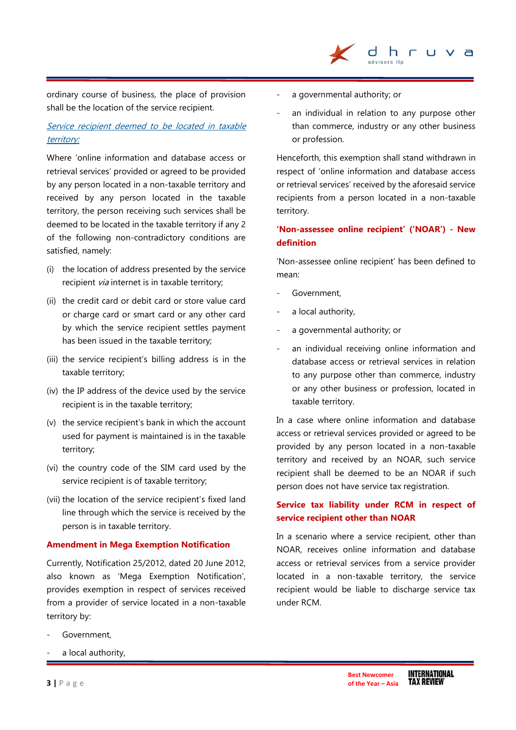ordinary course of business, the place of provision shall be the location of the service recipient.

*Service recipient deemed to be located in taxable territory:*

Where 'online information and database access or retrieval services' provided or agreed to be provided by any person located in a non-taxable territory and received by any person located in the taxable territory, the person receiving such services shall be deemed to be located in the taxable territory if any 2 of the following non-contradictory conditions are satisfied, namely:

(i) the location of address presented by the service recipient *via* internet is in taxable territory;

(ii) the credit card or debit card or store value card or charge card or smart card or any other card by which the service recipient settles payment has been issued in the taxable territory;

(iii) the service recipient's billing address is in the taxable territory;

(iv) the IP address of the device used by the service recipient is in the taxable territory;

(v) the service recipient's bank in which the account used for payment is maintained is in the taxable territory;

(vi) the country code of the SIM card used by the service recipient is of taxable territory;

(vii) the location of the service recipient's fixed land line through which the service is received by the person is in taxable territory.

**Amendment in Mega Exemption Notification**

Currently, Notification 25/2012, dated 20 June 2012, also known as 'Mega Exemption Notification', provides exemption in respect of services received from a provider of service located in a non-taxable territory by:

- Government,
- a local authority,
- a governmental authority; or
- an individual in relation to any purpose other than commerce, industry or any other business or profession.

Henceforth, this exemption shall stand withdrawn in respect of 'online information and database access or retrieval services' received by the aforesaid service recipients from a person located in a non-taxable territory.

**'Non-assessee online recipient' ('NOAR') - New definition**

'Non-assessee online recipient' has been defined to mean:

- Government,
- a local authority,
- a governmental authority; or
- an individual receiving online information and database access or retrieval services in relation to any purpose other than commerce, industry or any other business or profession, located in taxable territory.

In a case where online information and database access or retrieval services provided or agreed to be provided by any person located in a non-taxable territory and received by an NOAR, such service recipient shall be deemed to be an NOAR if such person does not have service tax registration.

**Service tax liability under RCM in respect of service recipient other than NOAR**

In a scenario where a service recipient, other than NOAR, receives online information and database access or retrieval services from a service provider located in a non-taxable territory, the service recipient would be liable to discharge service tax under RCM.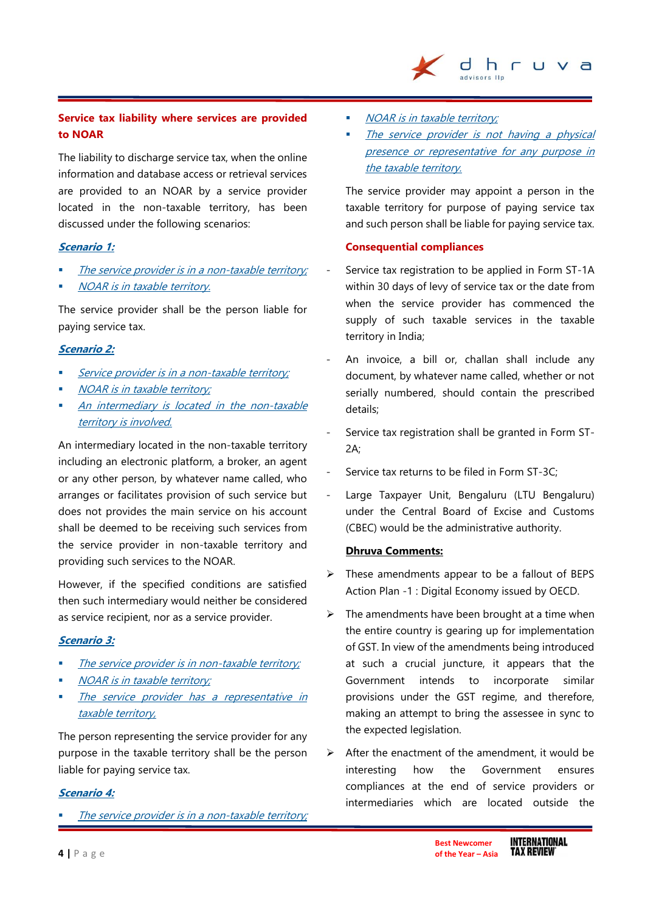**Service tax liability where services are provided to NOAR**

The liability to discharge service tax, when the online information and database access or retrieval services are provided to an NOAR by a service provider located in the non-taxable territory, has been discussed under the following scenarios:

***Scenario 1:***

- *The service provider is in a non-taxable territory;*
- *NOAR is in taxable territory.*

The service provider shall be the person liable for paying service tax.

***Scenario 2:***

- *Service provider is in a non-taxable territory;*
- *NOAR is in taxable territory;*
- *An intermediary is located in the non-taxable territory is involved.*

An intermediary located in the non-taxable territory including an electronic platform, a broker, an agent or any other person, by whatever name called, who arranges or facilitates provision of such service but does not provides the main service on his account shall be deemed to be receiving such services from the service provider in non-taxable territory and providing such services to the NOAR.

However, if the specified conditions are satisfied then such intermediary would neither be considered as service recipient, nor as a service provider.

***Scenario 3:***

- *The service provider is in non-taxable territory;*
- *NOAR is in taxable territory;*
- *The service provider has a representative in taxable territory.*

The person representing the service provider for any purpose in the taxable territory shall be the person liable for paying service tax.

***Scenario 4:***

- *The service provider is in a non-taxable territory;*
- *NOAR is in taxable territory;*
- *The service provider is not having a physical presence or representative for any purpose in the taxable territory.*

The service provider may appoint a person in the taxable territory for purpose of paying service tax and such person shall be liable for paying service tax.

**Consequential compliances**

- Service tax registration to be applied in Form ST-1A within 30 days of levy of service tax or the date from when the service provider has commenced the supply of such taxable services in the taxable territory in India;
- An invoice, a bill or, challan shall include any document, by whatever name called, whether or not serially numbered, should contain the prescribed details;
- Service tax registration shall be granted in Form ST-2A;
- Service tax returns to be filed in Form ST-3C;
- Large Taxpayer Unit, Bengaluru (LTU Bengaluru) under the Central Board of Excise and Customs (CBEC) would be the administrative authority.

**Dhruva Comments:**

- These amendments appear to be a fallout of BEPS Action Plan -1 : Digital Economy issued by OECD.
- The amendments have been brought at a time when the entire country is gearing up for implementation of GST. In view of the amendments being introduced at such a crucial juncture, it appears that the Government intends to incorporate similar provisions under the GST regime, and therefore, making an attempt to bring the assessee in sync to the expected legislation.
- After the enactment of the amendment, it would be interesting how the Government ensures compliances at the end of service providers or intermediaries which are located outside the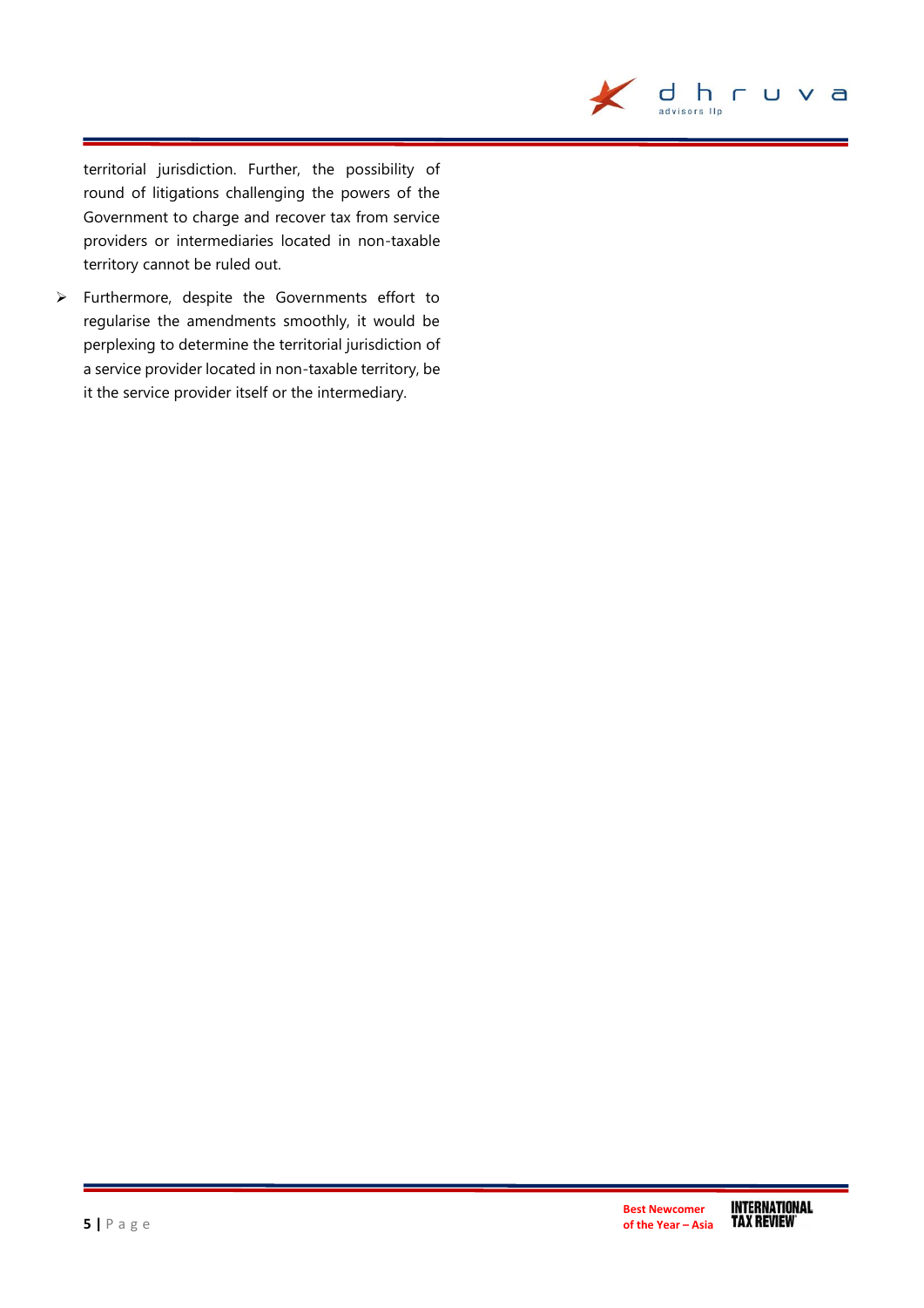territorial jurisdiction. Further, the possibility of round of litigations challenging the powers of the Government to charge and recover tax from service providers or intermediaries located in non-taxable territory cannot be ruled out.

- Furthermore, despite the Governments effort to regularise the amendments smoothly, it would be perplexing to determine the territorial jurisdiction of a service provider located in non-taxable territory, be it the service provider itself or the intermediary.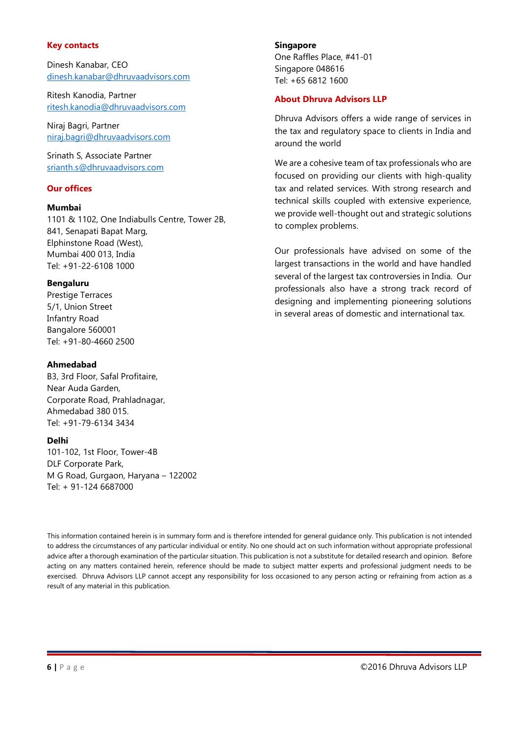## Key contacts

Dinesh Kanabar, CEO
dinesh.kanabar@dhruvaadvisors.com

Ritesh Kanodia, Partner
ritesh.kanodia@dhruvaadvisors.com

Niraj Bagri, Partner
niraj.bagri@dhruvaadvisors.com

Srinath S, Associate Partner
srianth.s@dhruvaadvisors.com

## Our offices

**Mumbai**
1101 & 1102, One Indiabulls Centre, Tower 2B,
841, Senapati Bapat Marg,
Elphinstone Road (West),
Mumbai 400 013, India
Tel: +91-22-6108 1000

**Bengaluru**
Prestige Terraces
5/1, Union Street
Infantry Road
Bangalore 560001
Tel: +91-80-4660 2500

**Ahmedabad**
B3, 3rd Floor, Safal Profitaire,
Near Auda Garden,
Corporate Road, Prahladnagar,
Ahmedabad 380 015.
Tel: +91-79-6134 3434

**Delhi**
101-102, 1st Floor, Tower-4B
DLF Corporate Park,
M G Road, Gurgaon, Haryana – 122002
Tel: + 91-124 6687000

**Singapore**
One Raffles Place, #41-01
Singapore 048616
Tel: +65 6812 1600

## About Dhruva Advisors LLP

Dhruva Advisors offers a wide range of services in the tax and regulatory space to clients in India and around the world

We are a cohesive team of tax professionals who are focused on providing our clients with high-quality tax and related services. With strong research and technical skills coupled with extensive experience, we provide well-thought out and strategic solutions to complex problems.

Our professionals have advised on some of the largest transactions in the world and have handled several of the largest tax controversies in India. Our professionals also have a strong track record of designing and implementing pioneering solutions in several areas of domestic and international tax.

This information contained herein is in summary form and is therefore intended for general guidance only. This publication is not intended to address the circumstances of any particular individual or entity. No one should act on such information without appropriate professional advice after a thorough examination of the particular situation. This publication is not a substitute for detailed research and opinion. Before acting on any matters contained herein, reference should be made to subject matter experts and professional judgment needs to be exercised. Dhruva Advisors LLP cannot accept any responsibility for loss occasioned to any person acting or refraining from action as a result of any material in this publication.

©2016 Dhruva Advisors LLP